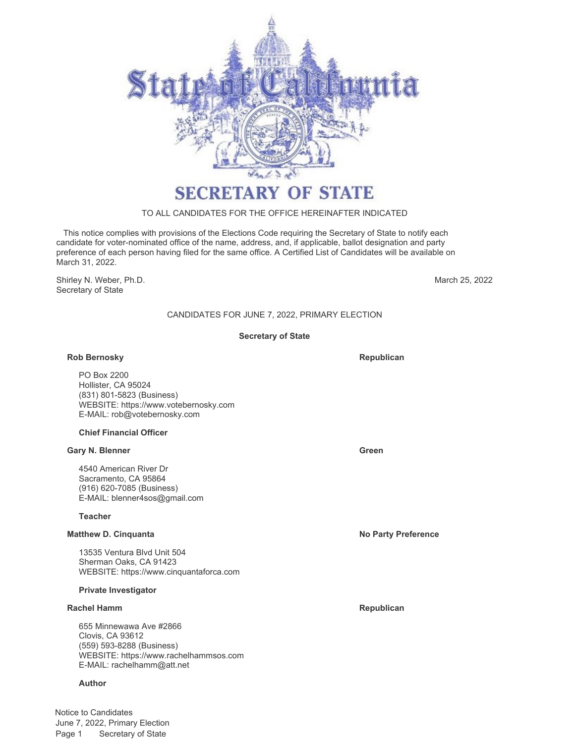# State of California

## SECRETARY OF STATE

TO ALL CANDIDATES FOR THE OFFICE HEREINAFTER INDICATED

This notice complies with provisions of the Elections Code requiring the Secretary of State to notify each candidate for voter-nominated office of the name, address, and, if applicable, ballot designation and party preference of each person having filed for the same office. A Certified List of Candidates will be available on March 31, 2022.

Shirley N. Weber, Ph.D.
Secretary of State

March 25, 2022

CANDIDATES FOR JUNE 7, 2022, PRIMARY ELECTION

### Secretary of State

**Rob Bernosky** — **Republican**

PO Box 2200
Hollister, CA 95024
(831) 801-5823 (Business)
WEBSITE: https://www.votebernosky.com
E-MAIL: rob@votebernosky.com

**Chief Financial Officer**

**Gary N. Blenner** — **Green**

4540 American River Dr
Sacramento, CA 95864
(916) 620-7085 (Business)
E-MAIL: blenner4sos@gmail.com

**Teacher**

**Matthew D. Cinquanta** — **No Party Preference**

13535 Ventura Blvd Unit 504
Sherman Oaks, CA 91423
WEBSITE: https://www.cinquantaforca.com

**Private Investigator**

**Rachel Hamm** — **Republican**

655 Minnewawa Ave #2866
Clovis, CA 93612
(559) 593-8288 (Business)
WEBSITE: https://www.rachelhammsos.com
E-MAIL: rachelhamm@att.net

**Author**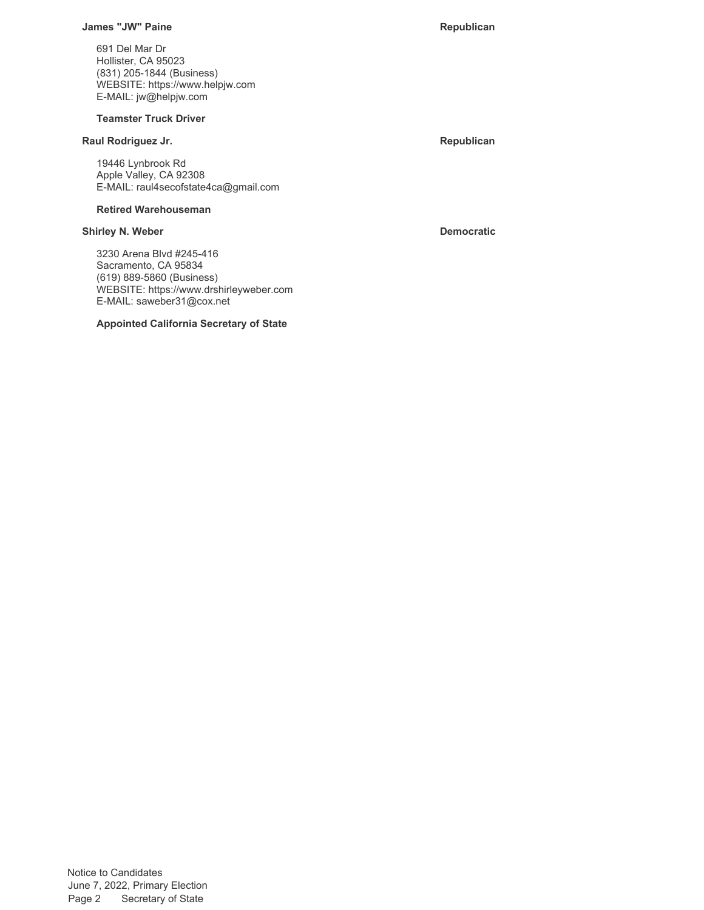**James "JW" Paine** **Republican**

691 Del Mar Dr
Hollister, CA 95023
(831) 205-1844 (Business)
WEBSITE: https://www.helpjw.com
E-MAIL: jw@helpjw.com

**Teamster Truck Driver**

**Raul Rodriguez Jr.** **Republican**

19446 Lynbrook Rd
Apple Valley, CA 92308
E-MAIL: raul4secofstate4ca@gmail.com

**Retired Warehouseman**

**Shirley N. Weber** **Democratic**

3230 Arena Blvd #245-416
Sacramento, CA 95834
(619) 889-5860 (Business)
WEBSITE: https://www.drshirleyweber.com
E-MAIL: saweber31@cox.net

**Appointed California Secretary of State**